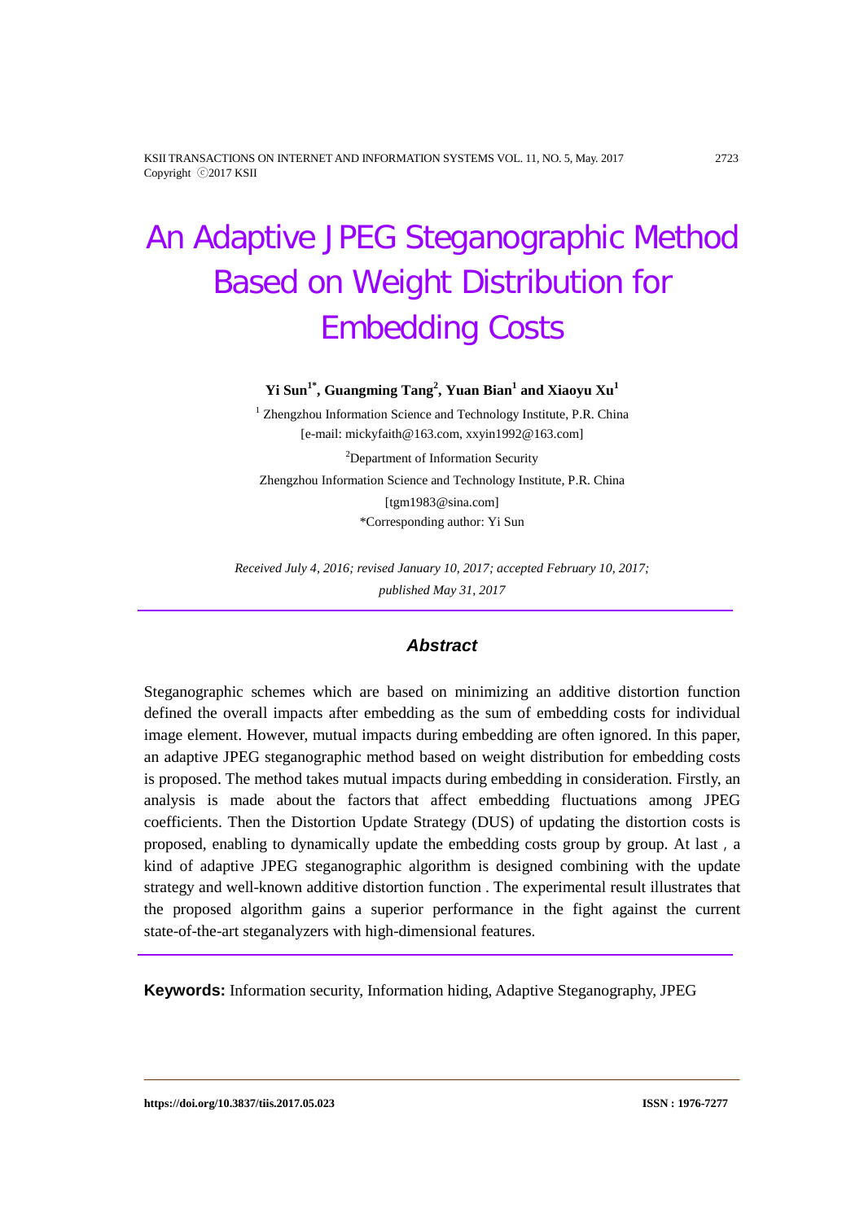# An Adaptive JPEG Steganographic Method Based on Weight Distribution for Embedding Costs

**Yi Sun[1*], Guangming Tang[2], Yuan Bian[1] and Xiaoyu Xu[1]**

[1] Zhengzhou Information Science and Technology Institute, P.R. China
[e-mail: mickyfaith@163.com, xxyin1992@163.com]

[2]Department of Information Security
Zhengzhou Information Science and Technology Institute, P.R. China
[tgm1983@sina.com]
*Corresponding author: Yi Sun

*Received July 4, 2016; revised January 10, 2017; accepted February 10, 2017; published May 31, 2017*

---

### *Abstract*

Steganographic schemes which are based on minimizing an additive distortion function defined the overall impacts after embedding as the sum of embedding costs for individual image element. However, mutual impacts during embedding are often ignored. In this paper, an adaptive JPEG steganographic method based on weight distribution for embedding costs is proposed. The method takes mutual impacts during embedding in consideration. Firstly, an analysis is made about the factors that affect embedding fluctuations among JPEG coefficients. Then the Distortion Update Strategy (DUS) of updating the distortion costs is proposed, enabling to dynamically update the embedding costs group by group. At last，a kind of adaptive JPEG steganographic algorithm is designed combining with the update strategy and well-known additive distortion function . The experimental result illustrates that the proposed algorithm gains a superior performance in the fight against the current state-of-the-art steganalyzers with high-dimensional features.

---

**Keywords:** Information security, Information hiding, Adaptive Steganography, JPEG

---

**https://doi.org/10.3837/tiis.2017.05.023** **ISSN : 1976-7277**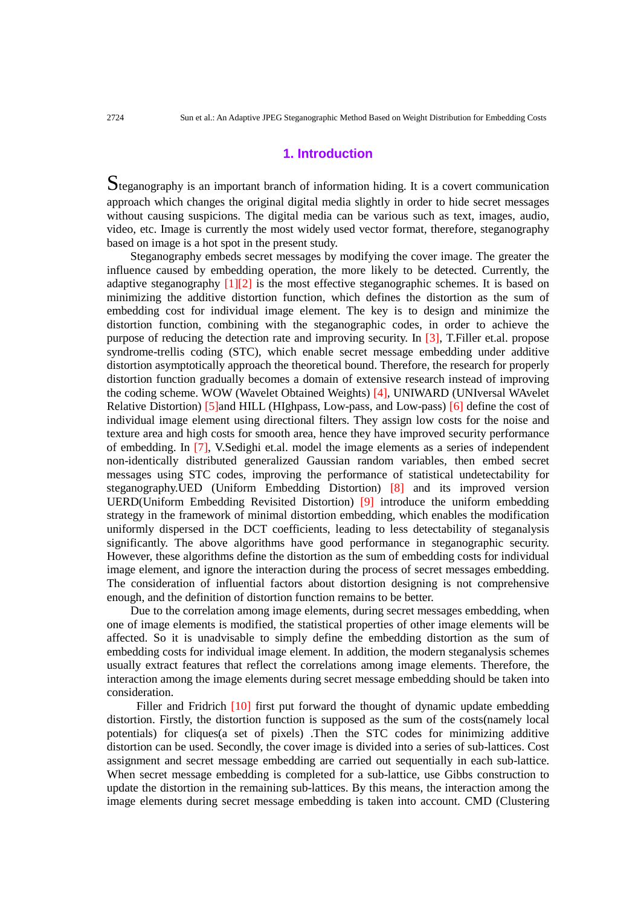## 1. Introduction

Steganography is an important branch of information hiding. It is a covert communication approach which changes the original digital media slightly in order to hide secret messages without causing suspicions. The digital media can be various such as text, images, audio, video, etc. Image is currently the most widely used vector format, therefore, steganography based on image is a hot spot in the present study.

Steganography embeds secret messages by modifying the cover image. The greater the influence caused by embedding operation, the more likely to be detected. Currently, the adaptive steganography [1][2] is the most effective steganographic schemes. It is based on minimizing the additive distortion function, which defines the distortion as the sum of embedding cost for individual image element. The key is to design and minimize the distortion function, combining with the steganographic codes, in order to achieve the purpose of reducing the detection rate and improving security. In [3], T.Filler et.al. propose syndrome-trellis coding (STC), which enable secret message embedding under additive distortion asymptotically approach the theoretical bound. Therefore, the research for properly distortion function gradually becomes a domain of extensive research instead of improving the coding scheme. WOW (Wavelet Obtained Weights) [4], UNIWARD (UNIversal WAvelet Relative Distortion) [5]and HILL (HIghpass, Low-pass, and Low-pass) [6] define the cost of individual image element using directional filters. They assign low costs for the noise and texture area and high costs for smooth area, hence they have improved security performance of embedding. In [7], V.Sedighi et.al. model the image elements as a series of independent non-identically distributed generalized Gaussian random variables, then embed secret messages using STC codes, improving the performance of statistical undetectability for steganography.UED (Uniform Embedding Distortion) [8] and its improved version UERD(Uniform Embedding Revisited Distortion) [9] introduce the uniform embedding strategy in the framework of minimal distortion embedding, which enables the modification uniformly dispersed in the DCT coefficients, leading to less detectability of steganalysis significantly. The above algorithms have good performance in steganographic security. However, these algorithms define the distortion as the sum of embedding costs for individual image element, and ignore the interaction during the process of secret messages embedding. The consideration of influential factors about distortion designing is not comprehensive enough, and the definition of distortion function remains to be better.

Due to the correlation among image elements, during secret messages embedding, when one of image elements is modified, the statistical properties of other image elements will be affected. So it is unadvisable to simply define the embedding distortion as the sum of embedding costs for individual image element. In addition, the modern steganalysis schemes usually extract features that reflect the correlations among image elements. Therefore, the interaction among the image elements during secret message embedding should be taken into consideration.

Filler and Fridrich [10] first put forward the thought of dynamic update embedding distortion. Firstly, the distortion function is supposed as the sum of the costs(namely local potentials) for cliques(a set of pixels) .Then the STC codes for minimizing additive distortion can be used. Secondly, the cover image is divided into a series of sub-lattices. Cost assignment and secret message embedding are carried out sequentially in each sub-lattice. When secret message embedding is completed for a sub-lattice, use Gibbs construction to update the distortion in the remaining sub-lattices. By this means, the interaction among the image elements during secret message embedding is taken into account. CMD (Clustering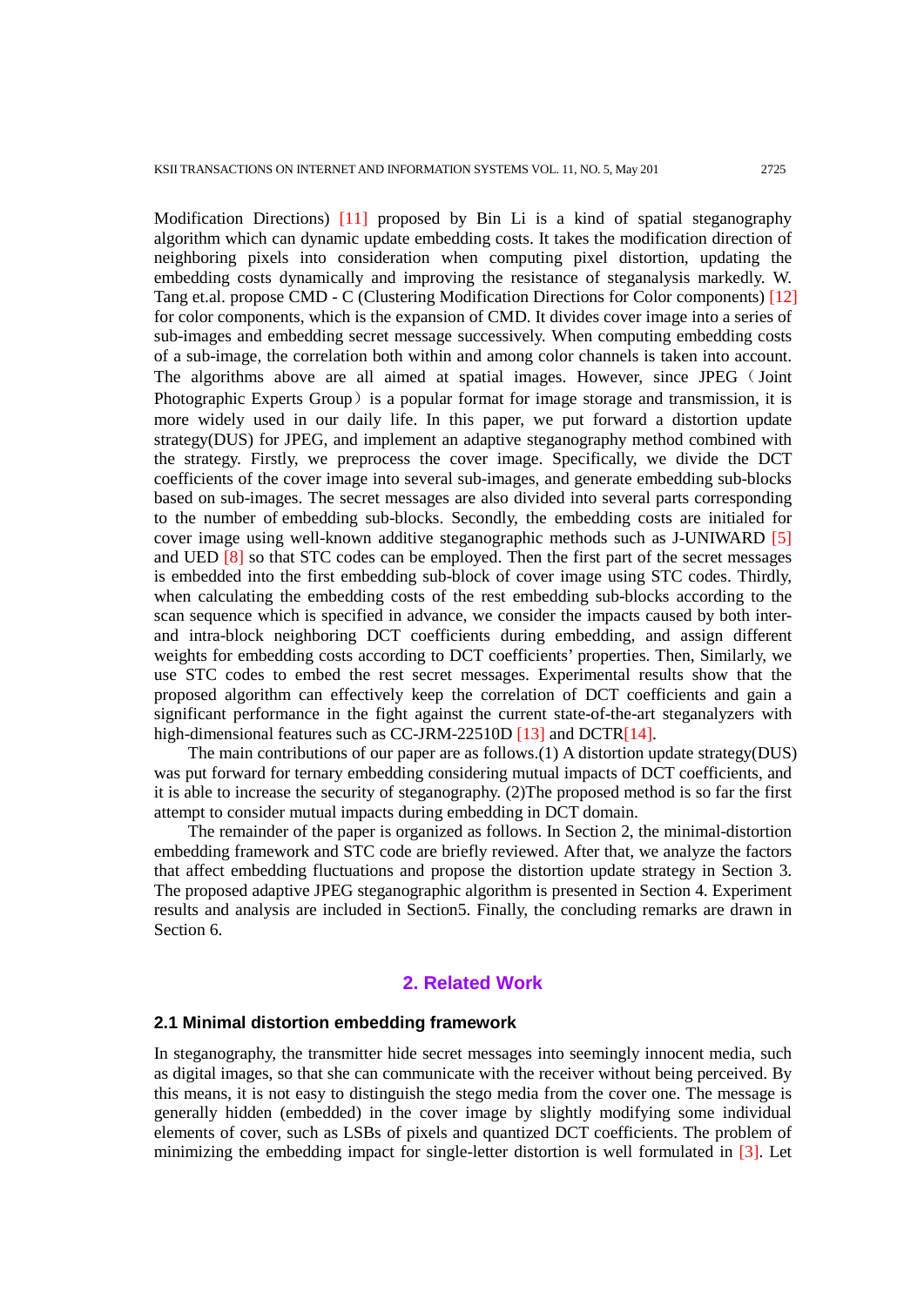Modification Directions) [11] proposed by Bin Li is a kind of spatial steganography algorithm which can dynamic update embedding costs. It takes the modification direction of neighboring pixels into consideration when computing pixel distortion, updating the embedding costs dynamically and improving the resistance of steganalysis markedly. W. Tang et.al. propose CMD - C (Clustering Modification Directions for Color components) [12] for color components, which is the expansion of CMD. It divides cover image into a series of sub-images and embedding secret message successively. When computing embedding costs of a sub-image, the correlation both within and among color channels is taken into account. The algorithms above are all aimed at spatial images. However, since JPEG（Joint Photographic Experts Group）is a popular format for image storage and transmission, it is more widely used in our daily life. In this paper, we put forward a distortion update strategy(DUS) for JPEG, and implement an adaptive steganography method combined with the strategy. Firstly, we preprocess the cover image. Specifically, we divide the DCT coefficients of the cover image into several sub-images, and generate embedding sub-blocks based on sub-images. The secret messages are also divided into several parts corresponding to the number of embedding sub-blocks. Secondly, the embedding costs are initialed for cover image using well-known additive steganographic methods such as J-UNIWARD [5] and UED [8] so that STC codes can be employed. Then the first part of the secret messages is embedded into the first embedding sub-block of cover image using STC codes. Thirdly, when calculating the embedding costs of the rest embedding sub-blocks according to the scan sequence which is specified in advance, we consider the impacts caused by both inter- and intra-block neighboring DCT coefficients during embedding, and assign different weights for embedding costs according to DCT coefficients' properties. Then, Similarly, we use STC codes to embed the rest secret messages. Experimental results show that the proposed algorithm can effectively keep the correlation of DCT coefficients and gain a significant performance in the fight against the current state-of-the-art steganalyzers with high-dimensional features such as CC-JRM-22510D [13] and DCTR[14].

The main contributions of our paper are as follows.(1) A distortion update strategy(DUS) was put forward for ternary embedding considering mutual impacts of DCT coefficients, and it is able to increase the security of steganography. (2)The proposed method is so far the first attempt to consider mutual impacts during embedding in DCT domain.

The remainder of the paper is organized as follows. In Section 2, the minimal-distortion embedding framework and STC code are briefly reviewed. After that, we analyze the factors that affect embedding fluctuations and propose the distortion update strategy in Section 3. The proposed adaptive JPEG steganographic algorithm is presented in Section 4. Experiment results and analysis are included in Section5. Finally, the concluding remarks are drawn in Section 6.

## 2. Related Work

### 2.1 Minimal distortion embedding framework

In steganography, the transmitter hide secret messages into seemingly innocent media, such as digital images, so that she can communicate with the receiver without being perceived. By this means, it is not easy to distinguish the stego media from the cover one. The message is generally hidden (embedded) in the cover image by slightly modifying some individual elements of cover, such as LSBs of pixels and quantized DCT coefficients. The problem of minimizing the embedding impact for single-letter distortion is well formulated in [3]. Let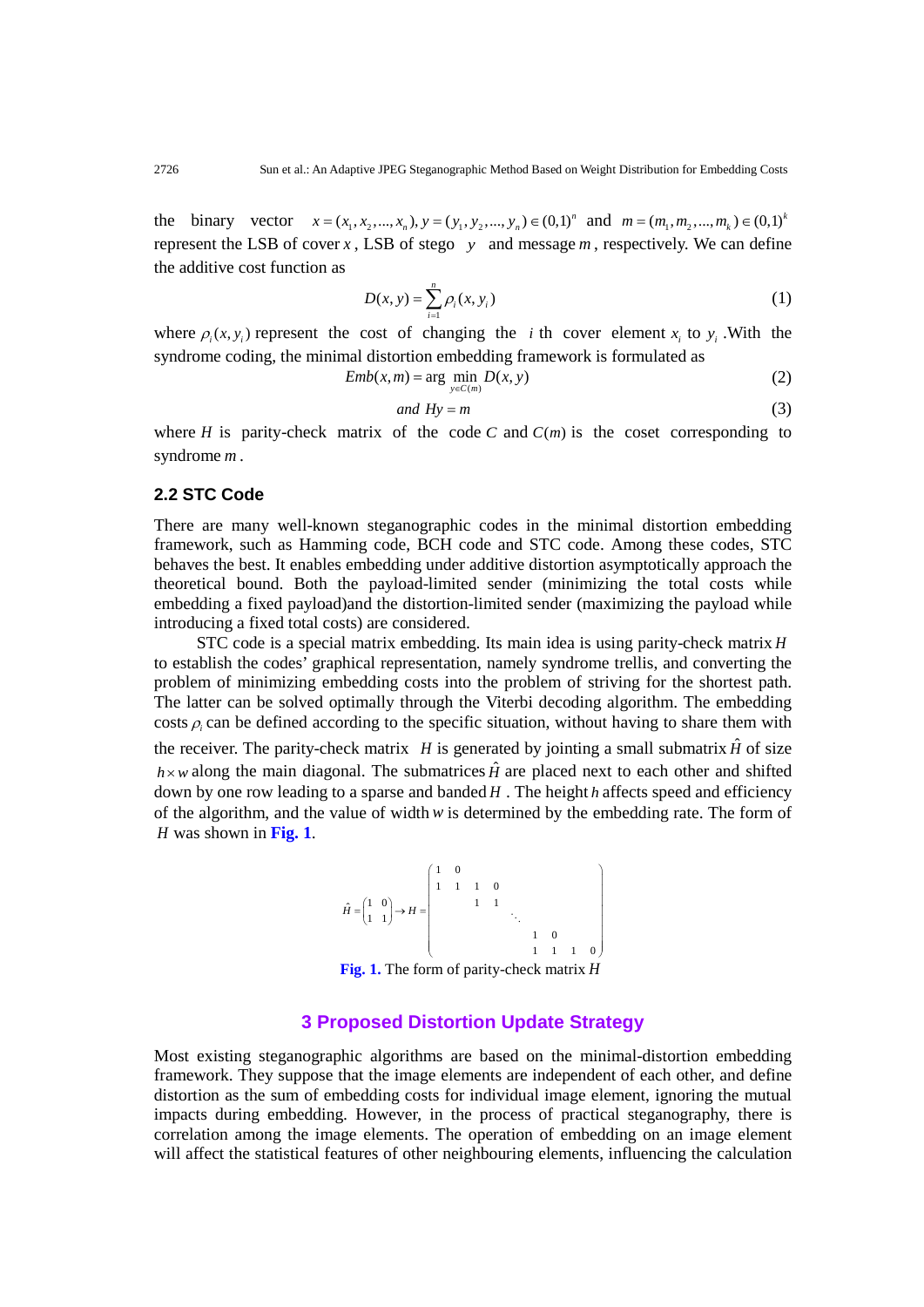the binary vector $x = (x_1, x_2, ..., x_n), y = (y_1, y_2, ..., y_n) \in (0,1)^n$ and $m = (m_1, m_2, ..., m_k) \in (0,1)^k$ represent the LSB of cover $x$, LSB of stego $y$ and message $m$, respectively. We can define the additive cost function as

$$D(x, y) = \sum_{i=1}^{n} \rho_i(x, y_i) \tag{1}$$

where $\rho_i(x, y_i)$ represent the cost of changing the $i$ th cover element $x_i$ to $y_i$. With the syndrome coding, the minimal distortion embedding framework is formulated as

$$Emb(x, m) = \arg \min_{y \in C(m)} D(x, y) \tag{2}$$

$$and\ Hy = m \tag{3}$$

where $H$ is parity-check matrix of the code $C$ and $C(m)$ is the coset corresponding to syndrome $m$.

### 2.2 STC Code

There are many well-known steganographic codes in the minimal distortion embedding framework, such as Hamming code, BCH code and STC code. Among these codes, STC behaves the best. It enables embedding under additive distortion asymptotically approach the theoretical bound. Both the payload-limited sender (minimizing the total costs while embedding a fixed payload)and the distortion-limited sender (maximizing the payload while introducing a fixed total costs) are considered.

STC code is a special matrix embedding. Its main idea is using parity-check matrix $H$ to establish the codes' graphical representation, namely syndrome trellis, and converting the problem of minimizing embedding costs into the problem of striving for the shortest path. The latter can be solved optimally through the Viterbi decoding algorithm. The embedding costs $\rho_i$ can be defined according to the specific situation, without having to share them with the receiver. The parity-check matrix $H$ is generated by jointing a small submatrix $\hat{H}$ of size $h \times w$ along the main diagonal. The submatrices $\hat{H}$ are placed next to each other and shifted down by one row leading to a sparse and banded $H$. The height $h$ affects speed and efficiency of the algorithm, and the value of width $w$ is determined by the embedding rate. The form of $H$ was shown in **Fig. 1**.

$$\hat{H} = \begin{pmatrix} 1 & 0 \\ 1 & 1 \end{pmatrix} \rightarrow H = \begin{pmatrix} 1 & 0 & & & & & & \\ 1 & 1 & 1 & 0 & & & & \\ & & 1 & 1 & & & & \\ & & & & \ddots & & & \\ & & & & & 1 & 0 & \\ & & & & & 1 & 1 & 1 & 0 \end{pmatrix}$$

**Fig. 1.** The form of parity-check matrix $H$

## 3 Proposed Distortion Update Strategy

Most existing steganographic algorithms are based on the minimal-distortion embedding framework. They suppose that the image elements are independent of each other, and define distortion as the sum of embedding costs for individual image element, ignoring the mutual impacts during embedding. However, in the process of practical steganography, there is correlation among the image elements. The operation of embedding on an image element will affect the statistical features of other neighbouring elements, influencing the calculation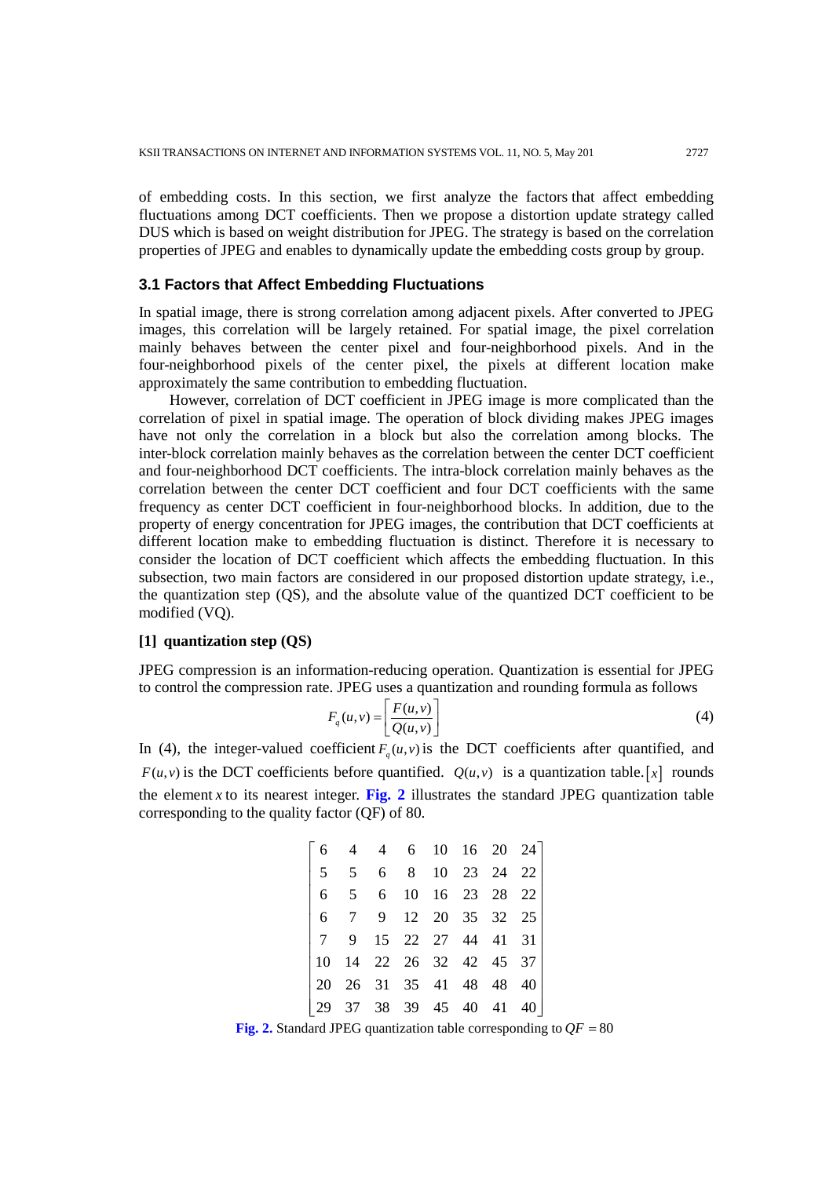of embedding costs. In this section, we first analyze the factors that affect embedding fluctuations among DCT coefficients. Then we propose a distortion update strategy called DUS which is based on weight distribution for JPEG. The strategy is based on the correlation properties of JPEG and enables to dynamically update the embedding costs group by group.

### 3.1 Factors that Affect Embedding Fluctuations

In spatial image, there is strong correlation among adjacent pixels. After converted to JPEG images, this correlation will be largely retained. For spatial image, the pixel correlation mainly behaves between the center pixel and four-neighborhood pixels. And in the four-neighborhood pixels of the center pixel, the pixels at different location make approximately the same contribution to embedding fluctuation.

However, correlation of DCT coefficient in JPEG image is more complicated than the correlation of pixel in spatial image. The operation of block dividing makes JPEG images have not only the correlation in a block but also the correlation among blocks. The inter-block correlation mainly behaves as the correlation between the center DCT coefficient and four-neighborhood DCT coefficients. The intra-block correlation mainly behaves as the correlation between the center DCT coefficient and four DCT coefficients with the same frequency as center DCT coefficient in four-neighborhood blocks. In addition, due to the property of energy concentration for JPEG images, the contribution that DCT coefficients at different location make to embedding fluctuation is distinct. Therefore it is necessary to consider the location of DCT coefficient which affects the embedding fluctuation. In this subsection, two main factors are considered in our proposed distortion update strategy, i.e., the quantization step (QS), and the absolute value of the quantized DCT coefficient to be modified (VQ).

**[1] quantization step (QS)**

JPEG compression is an information-reducing operation. Quantization is essential for JPEG to control the compression rate. JPEG uses a quantization and rounding formula as follows

$$F_q(u,v) = \left[ \frac{F(u,v)}{Q(u,v)} \right] \tag{4}$$

In (4), the integer-valued coefficient $F_q(u,v)$ is the DCT coefficients after quantified, and $F(u,v)$ is the DCT coefficients before quantified. $Q(u,v)$ is a quantization table. $[x]$ rounds the element $x$ to its nearest integer. **Fig. 2** illustrates the standard JPEG quantization table corresponding to the quality factor (QF) of 80.

$$\begin{bmatrix} 6 & 4 & 4 & 6 & 10 & 16 & 20 & 24 \\ 5 & 5 & 6 & 8 & 10 & 23 & 24 & 22 \\ 6 & 5 & 6 & 10 & 16 & 23 & 28 & 22 \\ 6 & 7 & 9 & 12 & 20 & 35 & 32 & 25 \\ 7 & 9 & 15 & 22 & 27 & 44 & 41 & 31 \\ 10 & 14 & 22 & 26 & 32 & 42 & 45 & 37 \\ 20 & 26 & 31 & 35 & 41 & 48 & 48 & 40 \\ 29 & 37 & 38 & 39 & 45 & 40 & 41 & 40 \end{bmatrix}$$

**Fig. 2.** Standard JPEG quantization table corresponding to $QF = 80$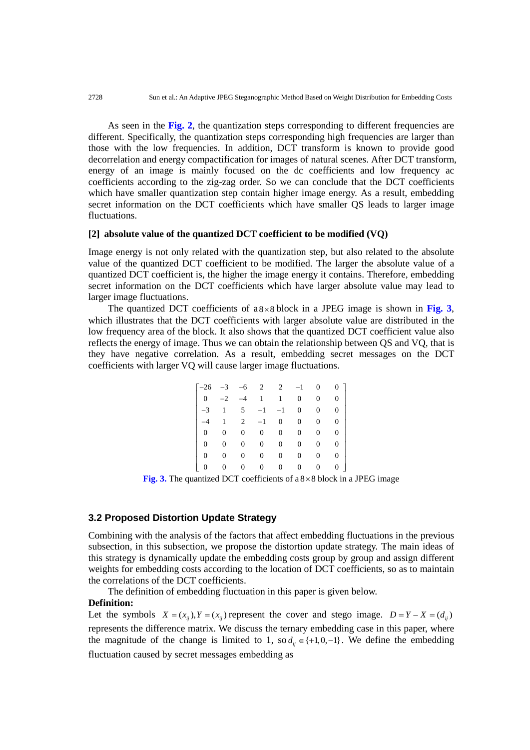As seen in the **Fig. 2**, the quantization steps corresponding to different frequencies are different. Specifically, the quantization steps corresponding high frequencies are larger than those with the low frequencies. In addition, DCT transform is known to provide good decorrelation and energy compactification for images of natural scenes. After DCT transform, energy of an image is mainly focused on the dc coefficients and low frequency ac coefficients according to the zig-zag order. So we can conclude that the DCT coefficients which have smaller quantization step contain higher image energy. As a result, embedding secret information on the DCT coefficients which have smaller QS leads to larger image fluctuations.

**[2] absolute value of the quantized DCT coefficient to be modified (VQ)**

Image energy is not only related with the quantization step, but also related to the absolute value of the quantized DCT coefficient to be modified. The larger the absolute value of a quantized DCT coefficient is, the higher the image energy it contains. Therefore, embedding secret information on the DCT coefficients which have larger absolute value may lead to larger image fluctuations.

The quantized DCT coefficients of a $8\times8$ block in a JPEG image is shown in **Fig. 3**, which illustrates that the DCT coefficients with larger absolute value are distributed in the low frequency area of the block. It also shows that the quantized DCT coefficient value also reflects the energy of image. Thus we can obtain the relationship between QS and VQ, that is they have negative correlation. As a result, embedding secret messages on the DCT coefficients with larger VQ will cause larger image fluctuations.

$$
\begin{bmatrix}
-26 & -3 & -6 & 2 & 2 & -1 & 0 & 0 \\
0 & -2 & -4 & 1 & 1 & 0 & 0 & 0 \\
-3 & 1 & 5 & -1 & -1 & 0 & 0 & 0 \\
-4 & 1 & 2 & -1 & 0 & 0 & 0 & 0 \\
0 & 0 & 0 & 0 & 0 & 0 & 0 & 0 \\
0 & 0 & 0 & 0 & 0 & 0 & 0 & 0 \\
0 & 0 & 0 & 0 & 0 & 0 & 0 & 0 \\
0 & 0 & 0 & 0 & 0 & 0 & 0 & 0
\end{bmatrix}
$$

**Fig. 3.** The quantized DCT coefficients of a $8\times8$ block in a JPEG image

### 3.2 Proposed Distortion Update Strategy

Combining with the analysis of the factors that affect embedding fluctuations in the previous subsection, in this subsection, we propose the distortion update strategy. The main ideas of this strategy is dynamically update the embedding costs group by group and assign different weights for embedding costs according to the location of DCT coefficients, so as to maintain the correlations of the DCT coefficients.

The definition of embedding fluctuation in this paper is given below.

**Definition:**

Let the symbols $X=(x_{ij}), Y=(x_{ij})$ represent the cover and stego image. $D=Y-X=(d_{ij})$ represents the difference matrix. We discuss the ternary embedding case in this paper, where the magnitude of the change is limited to 1, so $d_{ij}\in\{+1,0,-1\}$. We define the embedding fluctuation caused by secret messages embedding as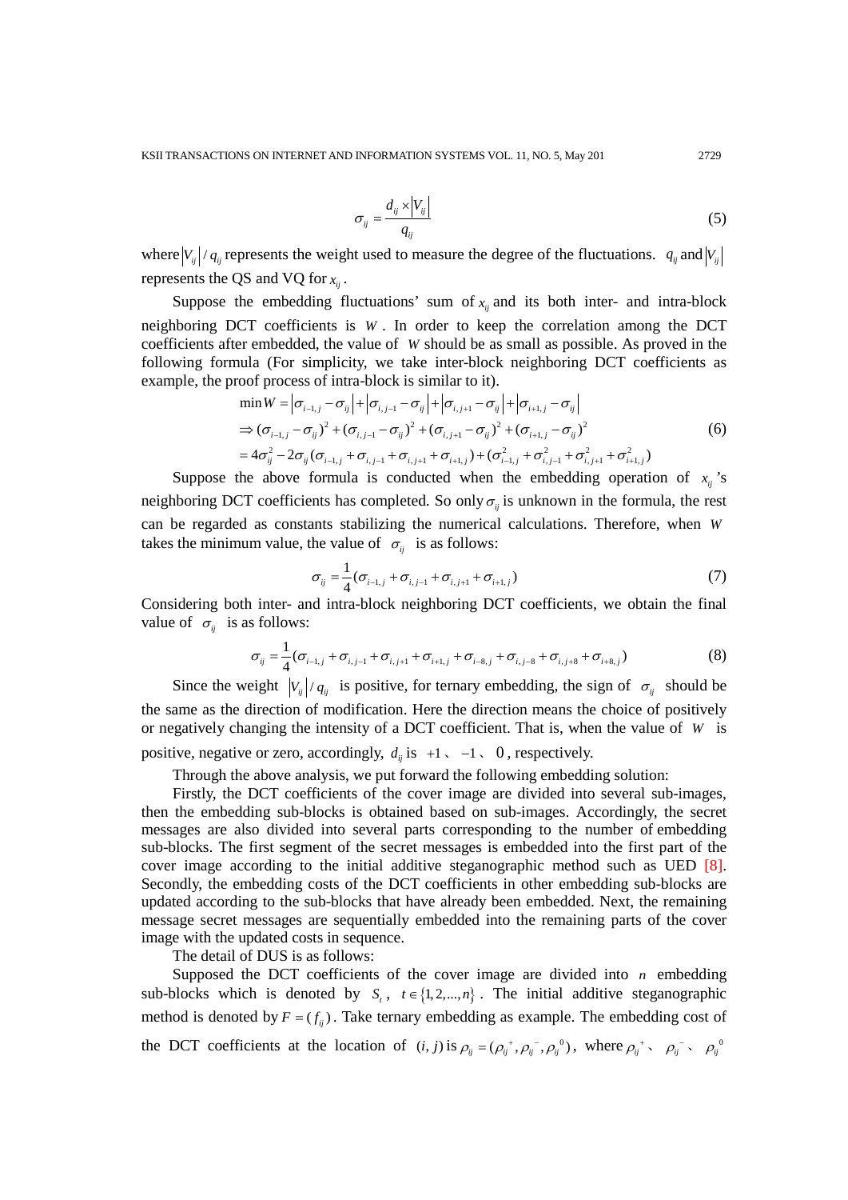$$\sigma_{ij} = \frac{d_{ij} \times |V_{ij}|}{q_{ij}} \tag{5}$$

where $|V_{ij}|/q_{ij}$ represents the weight used to measure the degree of the fluctuations. $q_{ij}$ and $|V_{ij}|$ represents the QS and VQ for $x_{ij}$.

Suppose the embedding fluctuations' sum of $x_{ij}$ and its both inter- and intra-block neighboring DCT coefficients is $W$. In order to keep the correlation among the DCT coefficients after embedded, the value of $W$ should be as small as possible. As proved in the following formula (For simplicity, we take inter-block neighboring DCT coefficients as example, the proof process of intra-block is similar to it).

$$\begin{aligned}
&\min W = |\sigma_{i-1,j} - \sigma_{ij}| + |\sigma_{i,j-1} - \sigma_{ij}| + |\sigma_{i,j+1} - \sigma_{ij}| + |\sigma_{i+1,j} - \sigma_{ij}| \\
&\Rightarrow (\sigma_{i-1,j} - \sigma_{ij})^2 + (\sigma_{i,j-1} - \sigma_{ij})^2 + (\sigma_{i,j+1} - \sigma_{ij})^2 + (\sigma_{i+1,j} - \sigma_{ij})^2 \\
&= 4\sigma_{ij}^2 - 2\sigma_{ij}(\sigma_{i-1,j} + \sigma_{i,j-1} + \sigma_{i,j+1} + \sigma_{i+1,j}) + (\sigma_{i-1,j}^2 + \sigma_{i,j-1}^2 + \sigma_{i,j+1}^2 + \sigma_{i+1,j}^2)
\end{aligned} \tag{6}$$

Suppose the above formula is conducted when the embedding operation of $x_{ij}$'s neighboring DCT coefficients has completed. So only $\sigma_{ij}$ is unknown in the formula, the rest can be regarded as constants stabilizing the numerical calculations. Therefore, when $W$ takes the minimum value, the value of $\sigma_{ij}$ is as follows:

$$\sigma_{ij} = \frac{1}{4}(\sigma_{i-1,j} + \sigma_{i,j-1} + \sigma_{i,j+1} + \sigma_{i+1,j}) \tag{7}$$

Considering both inter- and intra-block neighboring DCT coefficients, we obtain the final value of $\sigma_{ij}$ is as follows:

$$\sigma_{ij} = \frac{1}{4}(\sigma_{i-1,j} + \sigma_{i,j-1} + \sigma_{i,j+1} + \sigma_{i+1,j} + \sigma_{i-8,j} + \sigma_{i,j-8} + \sigma_{i,j+8} + \sigma_{i+8,j}) \tag{8}$$

Since the weight $|V_{ij}|/q_{ij}$ is positive, for ternary embedding, the sign of $\sigma_{ij}$ should be the same as the direction of modification. Here the direction means the choice of positively or negatively changing the intensity of a DCT coefficient. That is, when the value of $W$ is positive, negative or zero, accordingly, $d_{ij}$ is $+1$ 、 $-1$ 、 $0$ , respectively.

Through the above analysis, we put forward the following embedding solution:

Firstly, the DCT coefficients of the cover image are divided into several sub-images, then the embedding sub-blocks is obtained based on sub-images. Accordingly, the secret messages are also divided into several parts corresponding to the number of embedding sub-blocks. The first segment of the secret messages is embedded into the first part of the cover image according to the initial additive steganographic method such as UED [8]. Secondly, the embedding costs of the DCT coefficients in other embedding sub-blocks are updated according to the sub-blocks that have already been embedded. Next, the remaining message secret messages are sequentially embedded into the remaining parts of the cover image with the updated costs in sequence.

The detail of DUS is as follows:

Supposed the DCT coefficients of the cover image are divided into $n$ embedding sub-blocks which is denoted by $S_t$, $t \in \{1, 2, ..., n\}$. The initial additive steganographic method is denoted by $F = (f_{ij})$. Take ternary embedding as example. The embedding cost of the DCT coefficients at the location of $(i, j)$ is $\rho_{ij} = (\rho_{ij}^{+}, \rho_{ij}^{-}, \rho_{ij}^{0})$, where $\rho_{ij}^{+}$ 、 $\rho_{ij}^{-}$ 、 $\rho_{ij}^{0}$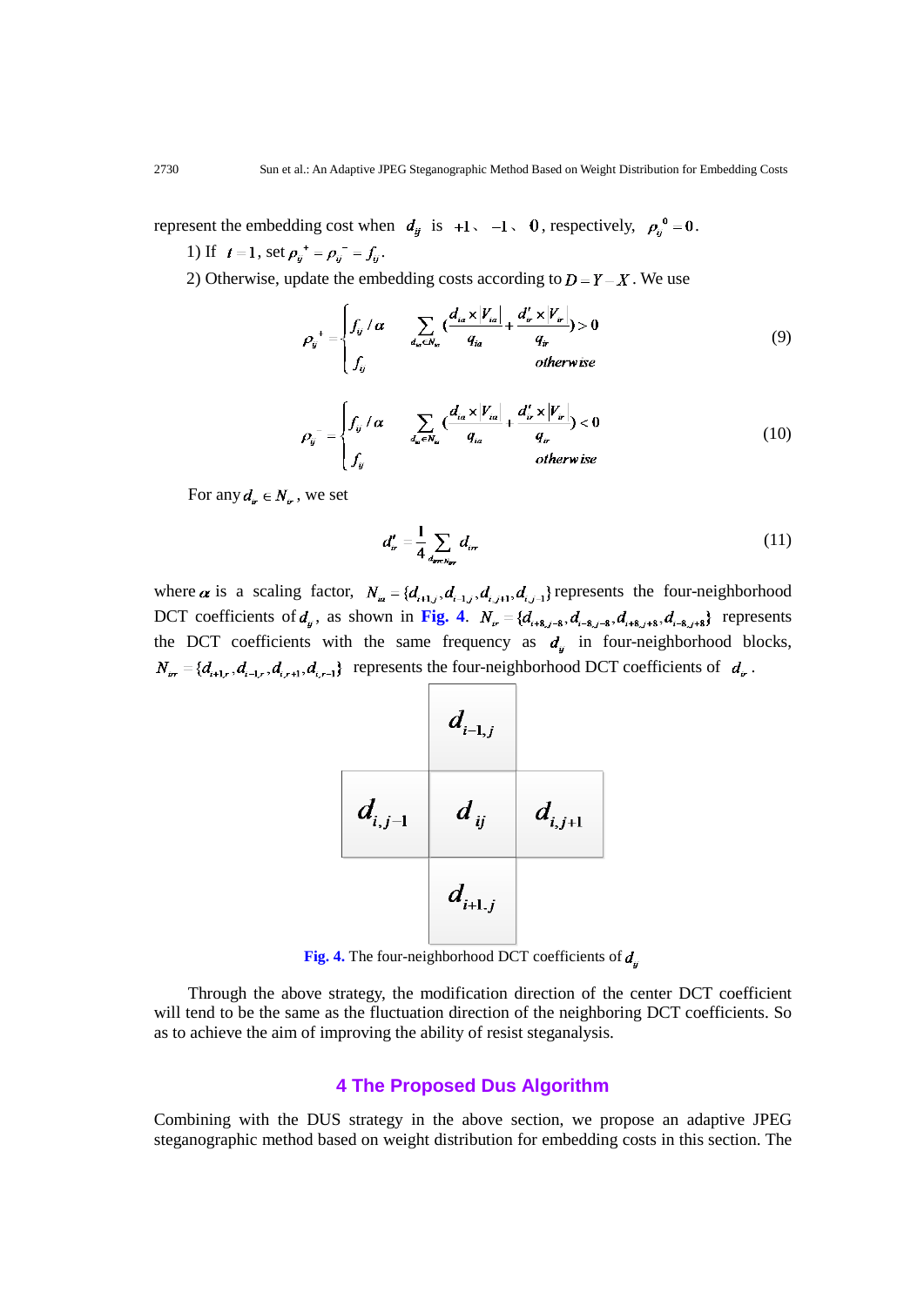represent the embedding cost when $d_{ij}$ is $+1$、$-1$、$0$, respectively, $\rho_{ij}^{0}=0$.

1) If $t=1$, set $\rho_{ij}^{+}=\rho_{ij}^{-}=f_{ij}$.

2) Otherwise, update the embedding costs according to $D=Y-X$. We use

$$\rho_{ij}^{+}=\begin{cases} f_{ij}/\alpha & \sum_{d_{ia}\in N_{ia}}\left(\frac{d_{ia}\times|V_{ia}|}{q_{ia}}+\frac{d'_{ir}\times|V_{ir}|}{q_{ir}}\right)>0 \\ f_{ij} & otherwise \end{cases} \tag{9}$$

$$\rho_{ij}^{-}=\begin{cases} f_{ij}/\alpha & \sum_{d_{ia}\in N_{ia}}\left(\frac{d_{ia}\times|V_{ia}|}{q_{ia}}+\frac{d'_{ir}\times|V_{ir}|}{q_{ir}}\right)<0 \\ f_{ij} & otherwise \end{cases} \tag{10}$$

For any $d_{ir}\in N_{ir}$, we set

$$d'_{ir}=\frac{1}{4}\sum_{d_{irr}\in N_{irr}} d_{irr} \tag{11}$$

where $\alpha$ is a scaling factor, $N_{ia}=\{d_{i+1,j},d_{i-1,j},d_{i,j+1},d_{i,j-1}\}$ represents the four-neighborhood DCT coefficients of $d_{ij}$, as shown in Fig. 4. $N_{ir}=\{d_{i+8,j-8},d_{i-8,j-8},d_{i+8,j+8},d_{i-8,j+8}\}$ represents the DCT coefficients with the same frequency as $d_{ij}$ in four-neighborhood blocks, $N_{irr}=\{d_{i+1,r},d_{i-1,r},d_{i,r+1},d_{i,r-1}\}$ represents the four-neighborhood DCT coefficients of $d_{ir}$.

| | | |
|---|---|---|
| | $d_{i-1,j}$ | |
| $d_{i,j-1}$ | $d_{ij}$ | $d_{i,j+1}$ |
| | $d_{i+1,j}$ | |

**Fig. 4.** The four-neighborhood DCT coefficients of $d_{ij}$

Through the above strategy, the modification direction of the center DCT coefficient will tend to be the same as the fluctuation direction of the neighboring DCT coefficients. So as to achieve the aim of improving the ability of resist steganalysis.

## 4 The Proposed Dus Algorithm

Combining with the DUS strategy in the above section, we propose an adaptive JPEG steganographic method based on weight distribution for embedding costs in this section. The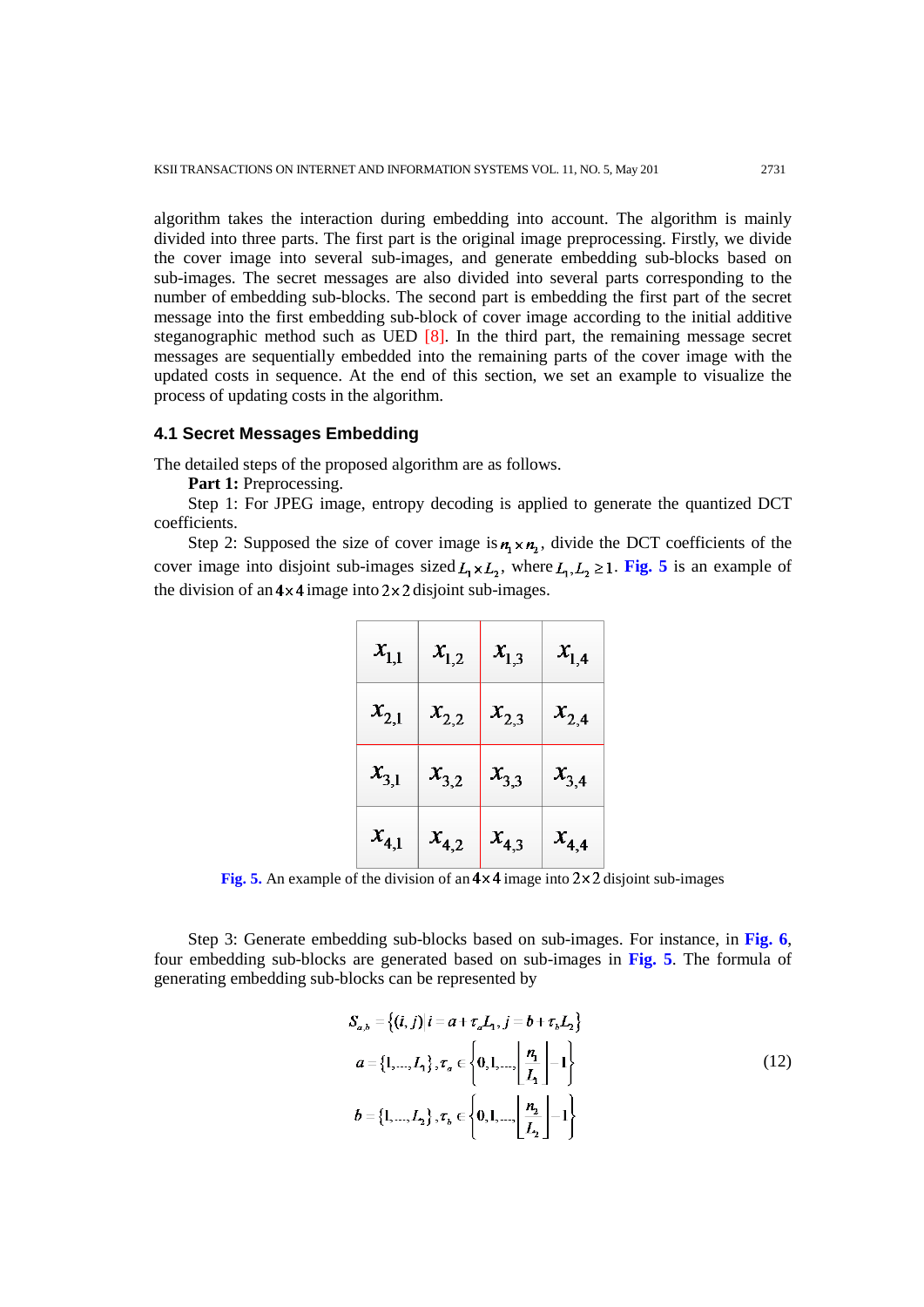algorithm takes the interaction during embedding into account. The algorithm is mainly divided into three parts. The first part is the original image preprocessing. Firstly, we divide the cover image into several sub-images, and generate embedding sub-blocks based on sub-images. The secret messages are also divided into several parts corresponding to the number of embedding sub-blocks. The second part is embedding the first part of the secret message into the first embedding sub-block of cover image according to the initial additive steganographic method such as UED [8]. In the third part, the remaining message secret messages are sequentially embedded into the remaining parts of the cover image with the updated costs in sequence. At the end of this section, we set an example to visualize the process of updating costs in the algorithm.

### 4.1 Secret Messages Embedding

The detailed steps of the proposed algorithm are as follows.

**Part 1:** Preprocessing.

Step 1: For JPEG image, entropy decoding is applied to generate the quantized DCT coefficients.

Step 2: Supposed the size of cover image is $n_1 \times n_2$, divide the DCT coefficients of the cover image into disjoint sub-images sized $L_1 \times L_2$, where $L_1, L_2 \geq 1$. **Fig. 5** is an example of the division of an $4 \times 4$ image into $2 \times 2$ disjoint sub-images.

| | | | |
|---|---|---|---|
| $x_{1,1}$ | $x_{1,2}$ | $x_{1,3}$ | $x_{1,4}$ |
| $x_{2,1}$ | $x_{2,2}$ | $x_{2,3}$ | $x_{2,4}$ |
| $x_{3,1}$ | $x_{3,2}$ | $x_{3,3}$ | $x_{3,4}$ |
| $x_{4,1}$ | $x_{4,2}$ | $x_{4,3}$ | $x_{4,4}$ |

**Fig. 5.** An example of the division of an $4 \times 4$ image into $2 \times 2$ disjoint sub-images

Step 3: Generate embedding sub-blocks based on sub-images. For instance, in **Fig. 6**, four embedding sub-blocks are generated based on sub-images in **Fig. 5**. The formula of generating embedding sub-blocks can be represented by

$$
\begin{aligned}
& S_{a,b} = \{(i,j) \mid i = a + \tau_a L_1, j = b + \tau_b L_2\} \\
& a = \{1, \ldots, L_1\}, \tau_a \in \left\{0, 1, \ldots, \left\lfloor \frac{n_1}{L_1} \right\rfloor - 1\right\} \\
& b = \{1, \ldots, L_2\}, \tau_b \in \left\{0, 1, \ldots, \left\lfloor \frac{n_2}{L_2} \right\rfloor - 1\right\}
\end{aligned}
\tag{12}
$$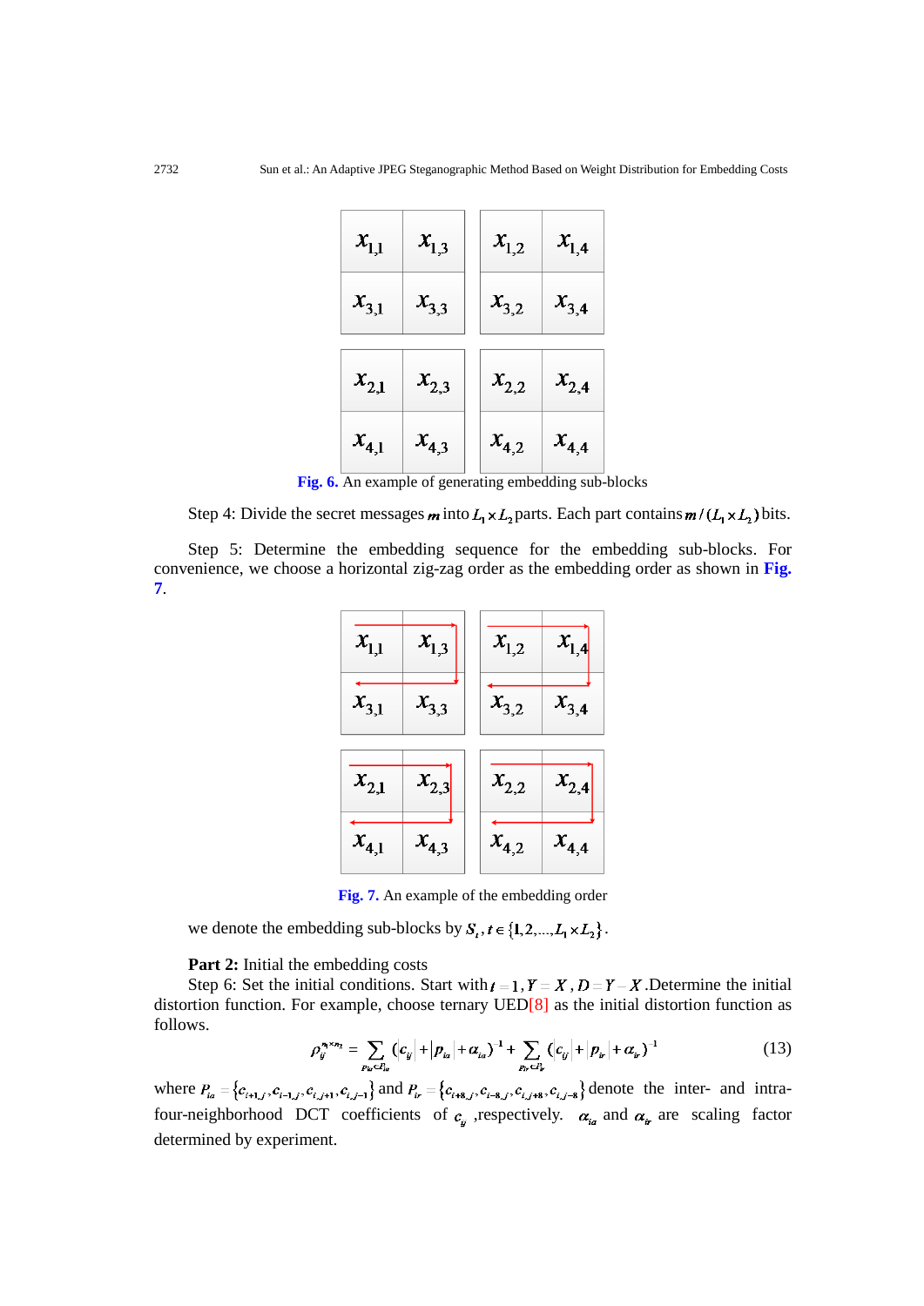$x_{1,1}$ $x_{1,3}$ $x_{1,2}$ $x_{1,4}$

$x_{3,1}$ $x_{3,3}$ $x_{3,2}$ $x_{3,4}$

$x_{2,1}$ $x_{2,3}$ $x_{2,2}$ $x_{2,4}$

$x_{4,1}$ $x_{4,3}$ $x_{4,2}$ $x_{4,4}$

**Fig. 6.** An example of generating embedding sub-blocks

Step 4: Divide the secret messages $m$ into $L_1 \times L_2$ parts. Each part contains $m/(L_1 \times L_2)$ bits.

Step 5: Determine the embedding sequence for the embedding sub-blocks. For convenience, we choose a horizontal zig-zag order as the embedding order as shown in **Fig. 7**.

$x_{1,1}$ $x_{1,3}$ $x_{1,2}$ $x_{1,4}$

$x_{3,1}$ $x_{3,3}$ $x_{3,2}$ $x_{3,4}$

$x_{2,1}$ $x_{2,3}$ $x_{2,2}$ $x_{2,4}$

$x_{4,1}$ $x_{4,3}$ $x_{4,2}$ $x_{4,4}$

**Fig. 7.** An example of the embedding order

we denote the embedding sub-blocks by $S_t, t \in \{1, 2, ..., L_1 \times L_2\}$.

**Part 2:** Initial the embedding costs

Step 6: Set the initial conditions. Start with $t = 1, Y = X, D = Y - X$. Determine the initial distortion function. For example, choose ternary UED[8] as the initial distortion function as follows.

$$\rho_{ij}^{n_1 \times n_2} = \sum_{p_{ia} \in P_{ia}} \left(|c_{ij}| + |p_{ia}| + \alpha_{ia}\right)^{-1} + \sum_{p_{ir} \in P_{ir}} \left(|c_{ij}| + |p_{ir}| + \alpha_{ir}\right)^{-1} \tag{13}$$

where $P_{ia} = \{c_{i+1,j}, c_{i-1,j}, c_{i,j+1}, c_{i,j-1}\}$ and $P_{ir} = \{c_{i+8,j}, c_{i-8,j}, c_{i,j+8}, c_{i,j-8}\}$ denote the inter- and intra-four-neighborhood DCT coefficients of $c_{ij}$, respectively. $\alpha_{ia}$ and $\alpha_{ir}$ are scaling factor determined by experiment.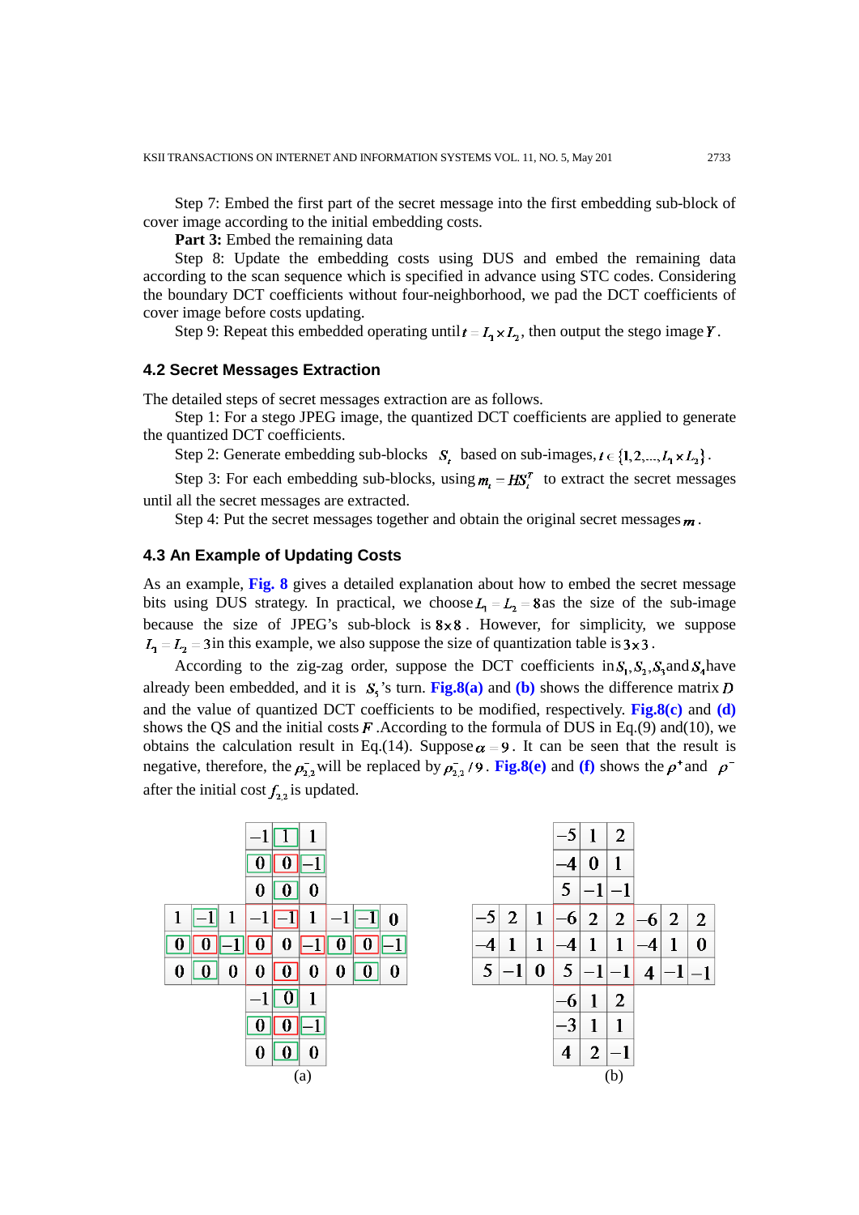Step 7: Embed the first part of the secret message into the first embedding sub-block of cover image according to the initial embedding costs.

**Part 3:** Embed the remaining data

Step 8: Update the embedding costs using DUS and embed the remaining data according to the scan sequence which is specified in advance using STC codes. Considering the boundary DCT coefficients without four-neighborhood, we pad the DCT coefficients of cover image before costs updating.

Step 9: Repeat this embedded operating until $t = L_1 \times L_2$, then output the stego image $Y$.

### 4.2 Secret Messages Extraction

The detailed steps of secret messages extraction are as follows.

Step 1: For a stego JPEG image, the quantized DCT coefficients are applied to generate the quantized DCT coefficients.

Step 2: Generate embedding sub-blocks $S_t$ based on sub-images, $t \in \{1, 2, \ldots, L_1 \times L_2\}$.

Step 3: For each embedding sub-blocks, using $m_t = HS_t^T$ to extract the secret messages until all the secret messages are extracted.

Step 4: Put the secret messages together and obtain the original secret messages $m$.

### 4.3 An Example of Updating Costs

As an example, **Fig. 8** gives a detailed explanation about how to embed the secret message bits using DUS strategy. In practical, we choose $L_1 = L_2 = 8$ as the size of the sub-image because the size of JPEG's sub-block is $8 \times 8$. However, for simplicity, we suppose $L_1 = L_2 = 3$ in this example, we also suppose the size of quantization table is $3 \times 3$.

According to the zig-zag order, suppose the DCT coefficients in $S_1, S_2, S_3$ and $S_4$ have already been embedded, and it is $S_5$'s turn. **Fig.8(a)** and **(b)** shows the difference matrix $D$ and the value of quantized DCT coefficients to be modified, respectively. **Fig.8(c)** and **(d)** shows the QS and the initial costs $F$. According to the formula of DUS in Eq.(9) and(10), we obtains the calculation result in Eq.(14). Suppose $\alpha = 9$. It can be seen that the result is negative, therefore, the $\rho_{2,2}^-$ will be replaced by $\rho_{2,2}^- / 9$. **Fig.8(e)** and **(f)** shows the $\rho^+$ and $\rho^-$ after the initial cost $f_{2,2}$ is updated.

| | | | | | | | | |
|---|---|---|---|---|---|---|---|---|
| | | | −1 | 1 | 1 | | | |
| | | | 0 | 0 | −1 | | | |
| | | | 0 | 0 | 0 | | | |
| 1 | −1 | 1 | −1 | −1 | 1 | −1 | −1 | 0 |
| 0 | 0 | −1 | 0 | 0 | −1 | 0 | 0 | −1 |
| 0 | 0 | 0 | 0 | 0 | 0 | 0 | 0 | 0 |
| | | | −1 | 0 | 1 | | | |
| | | | 0 | 0 | −1 | | | |
| | | | 0 | 0 | 0 | | | |

(a)

| | | | | | | | | |
|---|---|---|---|---|---|---|---|---|
| | | | −5 | 1 | 2 | | | |
| | | | −4 | 0 | 1 | | | |
| | | | 5 | −1 | −1 | | | |
| −5 | 2 | 1 | −6 | 2 | 2 | −6 | 2 | 2 |
| −4 | 1 | 1 | −4 | 1 | 1 | −4 | 1 | 0 |
| 5 | −1 | 0 | 5 | −1 | −1 | 4 | −1 | −1 |
| | | | −6 | 1 | 2 | | | |
| | | | −3 | 1 | 1 | | | |
| | | | 4 | 2 | −1 | | | |

(b)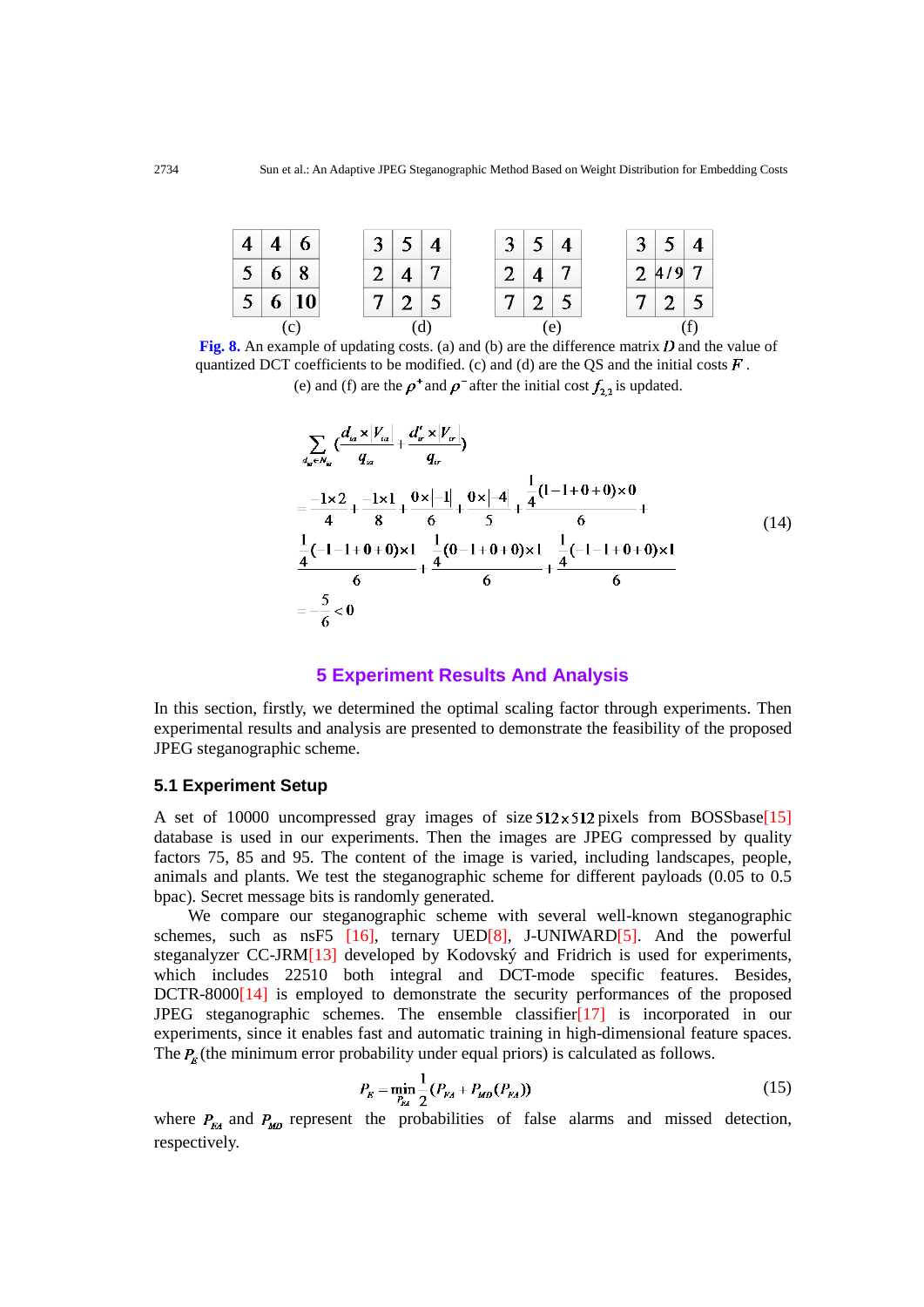| | | |
|---|---|---|
| 4 | 4 | 6 |
| 5 | 6 | 8 |
| 5 | 6 | 10 |

(c)

| | | |
|---|---|---|
| 3 | 5 | 4 |
| 2 | 4 | 7 |
| 7 | 2 | 5 |

(d)

| | | |
|---|---|---|
| 3 | 5 | 4 |
| 2 | 4 | 7 |
| 7 | 2 | 5 |

(e)

| | | |
|---|---|---|
| 3 | 5 | 4 |
| 2 | 4/9 | 7 |
| 7 | 2 | 5 |

(f)

**Fig. 8.** An example of updating costs. (a) and (b) are the difference matrix $D$ and the value of quantized DCT coefficients to be modified. (c) and (d) are the QS and the initial costs $F$. (e) and (f) are the $\rho^+$ and $\rho^-$ after the initial cost $f_{2,2}$ is updated.

$$
\begin{aligned}
&\sum_{d_{ui} \in N_{ui}} \left( \frac{d_{ui} \times |V_{ui}|}{q_{ui}} + \frac{d_{ir}' \times |V_{ir}|}{q_{ir}} \right) \\
&= \frac{-1\times 2}{4} + \frac{-1\times 1}{8} + \frac{0\times|-1|}{6} + \frac{0\times|-4|}{5} + \frac{\frac{1}{4}(1-1+0+0)\times 0}{6} + \\
&\frac{\frac{1}{4}(-1-1+0+0)\times 1}{6} + \frac{\frac{1}{4}(0-1+0+0)\times 1}{6} + \frac{\frac{1}{4}(-1-1+0+0)\times 1}{6} \\
&= -\frac{5}{6} < 0
\end{aligned}
\tag{14}
$$

## 5 Experiment Results And Analysis

In this section, firstly, we determined the optimal scaling factor through experiments. Then experimental results and analysis are presented to demonstrate the feasibility of the proposed JPEG steganographic scheme.

### 5.1 Experiment Setup

A set of 10000 uncompressed gray images of size $512 \times 512$ pixels from BOSSbase[15] database is used in our experiments. Then the images are JPEG compressed by quality factors 75, 85 and 95. The content of the image is varied, including landscapes, people, animals and plants. We test the steganographic scheme for different payloads (0.05 to 0.5 bpac). Secret message bits is randomly generated.

We compare our steganographic scheme with several well-known steganographic schemes, such as nsF5 [16], ternary UED[8], J-UNIWARD[5]. And the powerful steganalyzer CC-JRM[13] developed by Kodovský and Fridrich is used for experiments, which includes 22510 both integral and DCT-mode specific features. Besides, DCTR-8000[14] is employed to demonstrate the security performances of the proposed JPEG steganographic schemes. The ensemble classifier[17] is incorporated in our experiments, since it enables fast and automatic training in high-dimensional feature spaces. The $P_E$ (the minimum error probability under equal priors) is calculated as follows.

$$
P_E = \min_{P_{FA}} \frac{1}{2}(P_{FA} + P_{MD}(P_{FA}))
\tag{15}
$$

where $P_{FA}$ and $P_{MD}$ represent the probabilities of false alarms and missed detection, respectively.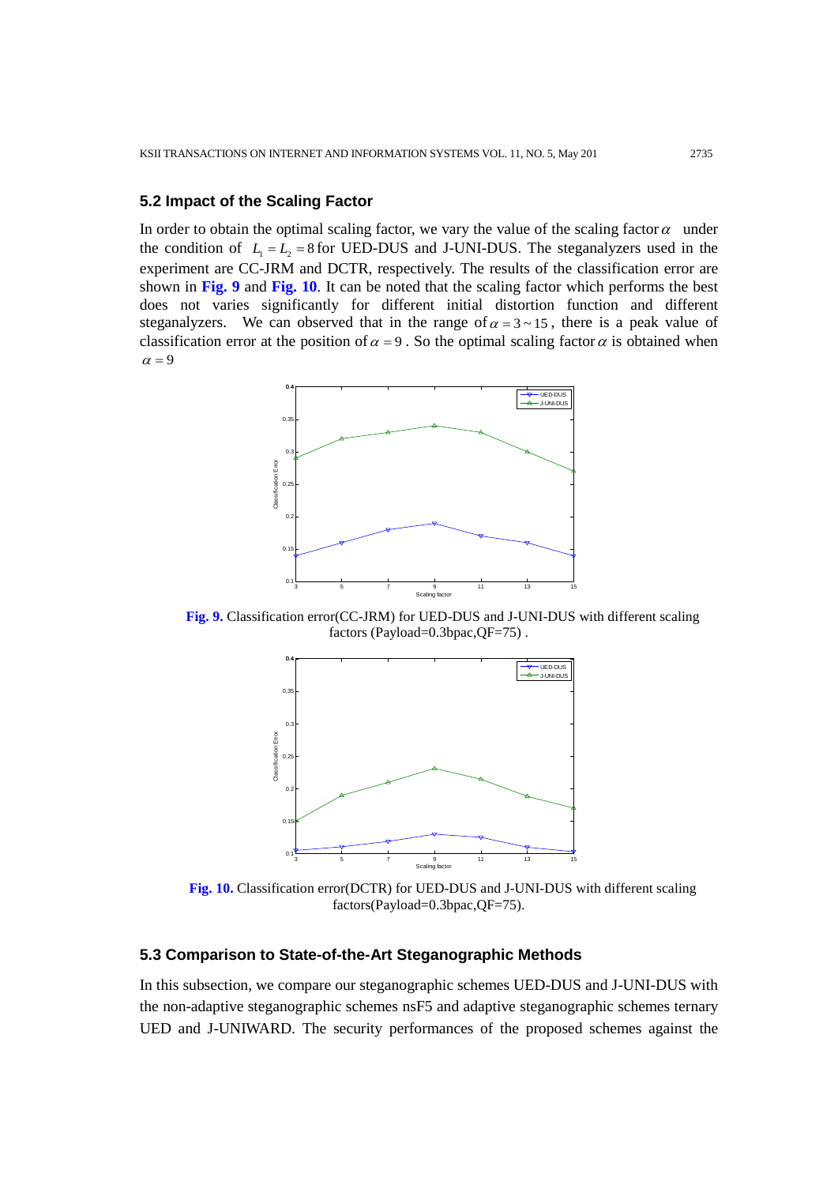### 5.2 Impact of the Scaling Factor

In order to obtain the optimal scaling factor, we vary the value of the scaling factor $\alpha$ under the condition of $L_1 = L_2 = 8$ for UED-DUS and J-UNI-DUS. The steganalyzers used in the experiment are CC-JRM and DCTR, respectively. The results of the classification error are shown in **Fig. 9** and **Fig. 10**. It can be noted that the scaling factor which performs the best does not varies significantly for different initial distortion function and different steganalyzers. We can observed that in the range of $\alpha = 3 \sim 15$, there is a peak value of classification error at the position of $\alpha = 9$. So the optimal scaling factor $\alpha$ is obtained when $\alpha = 9$

**Fig. 9.** Classification error(CC-JRM) for UED-DUS and J-UNI-DUS with different scaling factors (Payload=0.3bpac,QF=75) .

**Fig. 10.** Classification error(DCTR) for UED-DUS and J-UNI-DUS with different scaling factors(Payload=0.3bpac,QF=75).

### 5.3 Comparison to State-of-the-Art Steganographic Methods

In this subsection, we compare our steganographic schemes UED-DUS and J-UNI-DUS with the non-adaptive steganographic schemes nsF5 and adaptive steganographic schemes ternary UED and J-UNIWARD. The security performances of the proposed schemes against the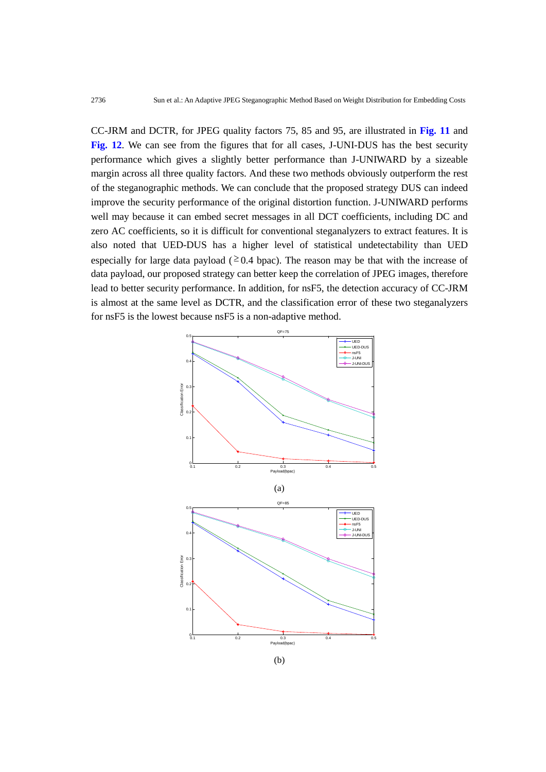CC-JRM and DCTR, for JPEG quality factors 75, 85 and 95, are illustrated in **Fig. 11** and **Fig. 12**. We can see from the figures that for all cases, J-UNI-DUS has the best security performance which gives a slightly better performance than J-UNIWARD by a sizeable margin across all three quality factors. And these two methods obviously outperform the rest of the steganographic methods. We can conclude that the proposed strategy DUS can indeed improve the security performance of the original distortion function. J-UNIWARD performs well may because it can embed secret messages in all DCT coefficients, including DC and zero AC coefficients, so it is difficult for conventional steganalyzers to extract features. It is also noted that UED-DUS has a higher level of statistical undetectability than UED especially for large data payload ($\geq$0.4 bpac). The reason may be that with the increase of data payload, our proposed strategy can better keep the correlation of JPEG images, therefore lead to better security performance. In addition, for nsF5, the detection accuracy of CC-JRM is almost at the same level as DCTR, and the classification error of these two steganalyzers for nsF5 is the lowest because nsF5 is a non-adaptive method.

QF=75

UED
UED-DUS
nsF5
J-UNI
J-UNI-DUS

Classification Error
0 0.1 0.2 0.3 0.4 0.5
0.1 0.2 0.3 0.4 0.5
Payload(bpac)

(a)

QF=85

UED
UED-DUS
nsF5
J-UNI
J-UNI-DUS

Classification Error
0 0.1 0.2 0.3 0.4 0.5
0.1 0.2 0.3 0.4 0.5
Payload(bpac)

(b)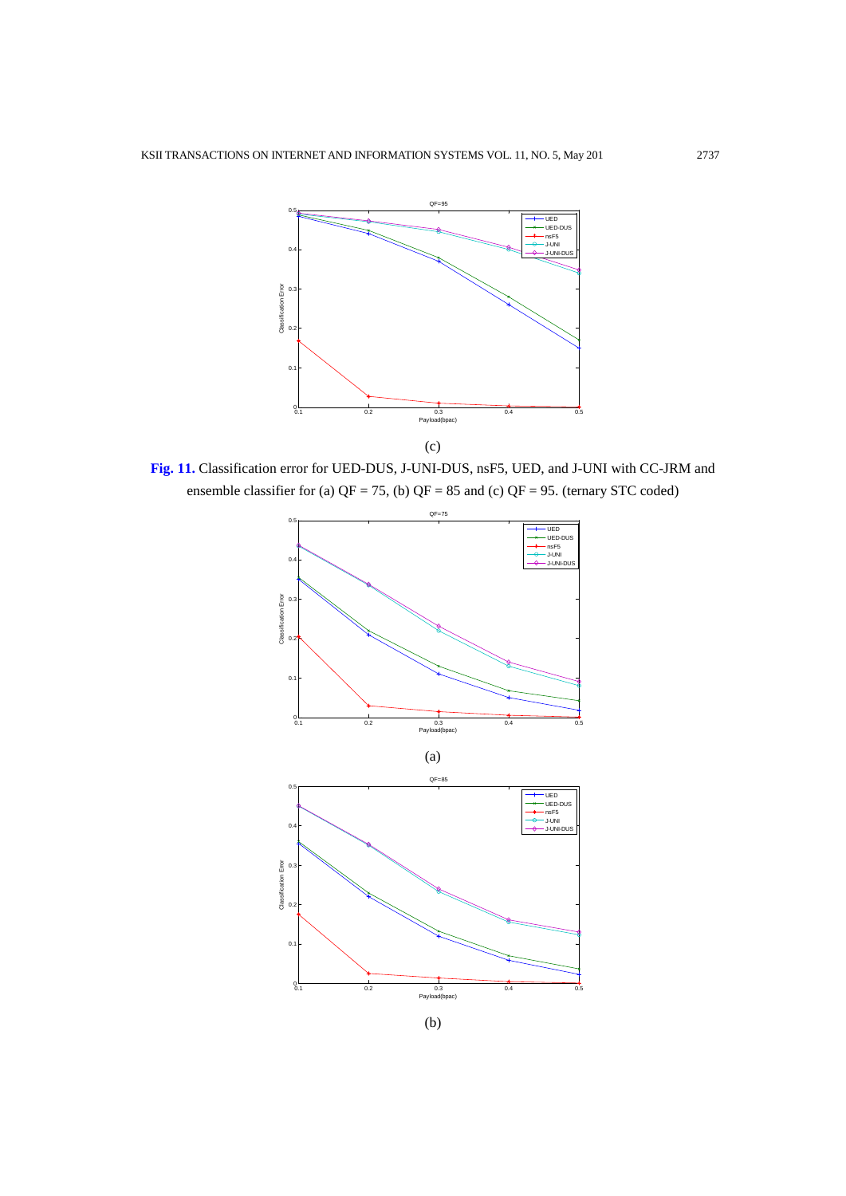(c)

**Fig. 11.** Classification error for UED-DUS, J-UNI-DUS, nsF5, UED, and J-UNI with CC-JRM and ensemble classifier for (a) QF = 75, (b) QF = 85 and (c) QF = 95. (ternary STC coded)

(a)

(b)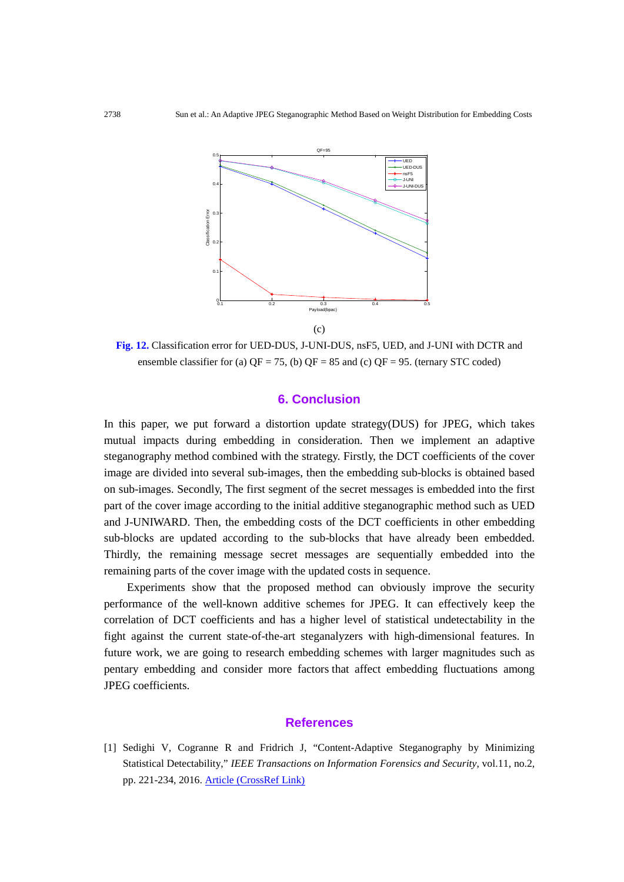QF=95

0.5
0.4
0.3
0.2
0.1
0

Classification Error

0.1
0.2
0.3
0.4
0.5

Payload(bpac)

UED
UED-DUS
nsF5
J-UNI
J-UNI-DUS

(c)

**Fig. 12.** Classification error for UED-DUS, J-UNI-DUS, nsF5, UED, and J-UNI with DCTR and ensemble classifier for (a) QF = 75, (b) QF = 85 and (c) QF = 95. (ternary STC coded)

## 6. Conclusion

In this paper, we put forward a distortion update strategy(DUS) for JPEG, which takes mutual impacts during embedding in consideration. Then we implement an adaptive steganography method combined with the strategy. Firstly, the DCT coefficients of the cover image are divided into several sub-images, then the embedding sub-blocks is obtained based on sub-images. Secondly, The first segment of the secret messages is embedded into the first part of the cover image according to the initial additive steganographic method such as UED and J-UNIWARD. Then, the embedding costs of the DCT coefficients in other embedding sub-blocks are updated according to the sub-blocks that have already been embedded. Thirdly, the remaining message secret messages are sequentially embedded into the remaining parts of the cover image with the updated costs in sequence.

Experiments show that the proposed method can obviously improve the security performance of the well-known additive schemes for JPEG. It can effectively keep the correlation of DCT coefficients and has a higher level of statistical undetectability in the fight against the current state-of-the-art steganalyzers with high-dimensional features. In future work, we are going to research embedding schemes with larger magnitudes such as pentary embedding and consider more factors that affect embedding fluctuations among JPEG coefficients.

## References

[1] Sedighi V, Cogranne R and Fridrich J, "Content-Adaptive Steganography by Minimizing Statistical Detectability," *IEEE Transactions on Information Forensics and Security*, vol.11, no.2, pp. 221-234, 2016. Article (CrossRef Link)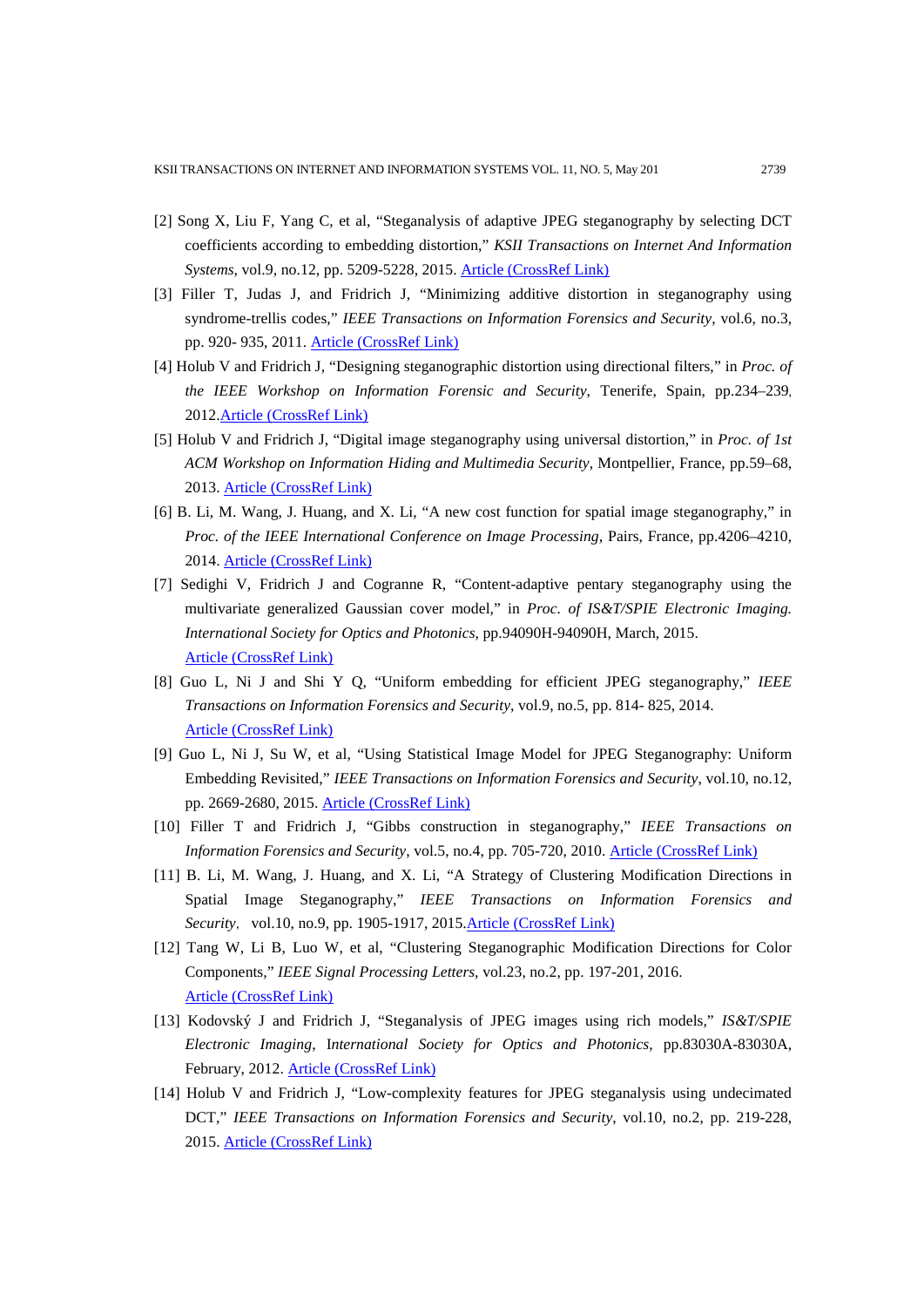[2] Song X, Liu F, Yang C, et al, "Steganalysis of adaptive JPEG steganography by selecting DCT coefficients according to embedding distortion," *KSII Transactions on Internet And Information Systems*, vol.9, no.12, pp. 5209-5228, 2015. Article (CrossRef Link)

[3] Filler T, Judas J, and Fridrich J, "Minimizing additive distortion in steganography using syndrome-trellis codes," *IEEE Transactions on Information Forensics and Security*, vol.6, no.3, pp. 920- 935, 2011. Article (CrossRef Link)

[4] Holub V and Fridrich J, "Designing steganographic distortion using directional filters," in *Proc. of the IEEE Workshop on Information Forensic and Security*, Tenerife, Spain, pp.234–239, 2012.Article (CrossRef Link)

[5] Holub V and Fridrich J, "Digital image steganography using universal distortion," in *Proc. of 1st ACM Workshop on Information Hiding and Multimedia Security*, Montpellier, France, pp.59–68, 2013. Article (CrossRef Link)

[6] B. Li, M. Wang, J. Huang, and X. Li, "A new cost function for spatial image steganography," in *Proc. of the IEEE International Conference on Image Processing*, Pairs, France, pp.4206–4210, 2014. Article (CrossRef Link)

[7] Sedighi V, Fridrich J and Cogranne R, "Content-adaptive pentary steganography using the multivariate generalized Gaussian cover model," in *Proc. of IS&T/SPIE Electronic Imaging. International Society for Optics and Photonics*, pp.94090H-94090H, March, 2015. Article (CrossRef Link)

[8] Guo L, Ni J and Shi Y Q, "Uniform embedding for efficient JPEG steganography," *IEEE Transactions on Information Forensics and Security*, vol.9, no.5, pp. 814- 825, 2014. Article (CrossRef Link)

[9] Guo L, Ni J, Su W, et al, "Using Statistical Image Model for JPEG Steganography: Uniform Embedding Revisited," *IEEE Transactions on Information Forensics and Security*, vol.10, no.12, pp. 2669-2680, 2015. Article (CrossRef Link)

[10] Filler T and Fridrich J, "Gibbs construction in steganography," *IEEE Transactions on Information Forensics and Security*, vol.5, no.4, pp. 705-720, 2010. Article (CrossRef Link)

[11] B. Li, M. Wang, J. Huang, and X. Li, "A Strategy of Clustering Modification Directions in Spatial Image Steganography," *IEEE Transactions on Information Forensics and Security*, vol.10, no.9, pp. 1905-1917, 2015.Article (CrossRef Link)

[12] Tang W, Li B, Luo W, et al, "Clustering Steganographic Modification Directions for Color Components," *IEEE Signal Processing Letters*, vol.23, no.2, pp. 197-201, 2016. Article (CrossRef Link)

[13] Kodovský J and Fridrich J, "Steganalysis of JPEG images using rich models," *IS&T/SPIE Electronic Imaging, International Society for Optics and Photonics*, pp.83030A-83030A, February, 2012. Article (CrossRef Link)

[14] Holub V and Fridrich J, "Low-complexity features for JPEG steganalysis using undecimated DCT," *IEEE Transactions on Information Forensics and Security*, vol.10, no.2, pp. 219-228, 2015. Article (CrossRef Link)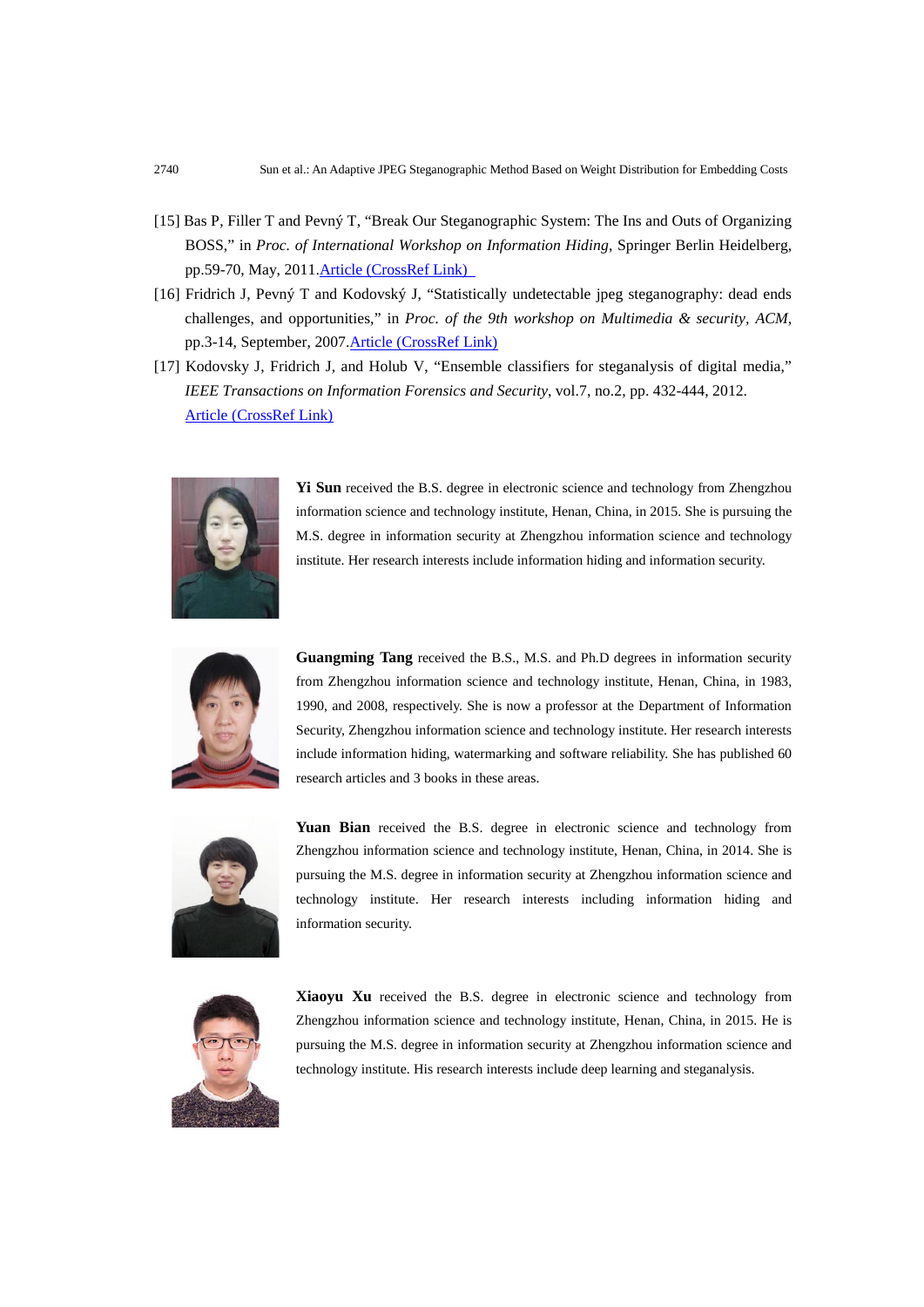[15] Bas P, Filler T and Pevný T, “Break Our Steganographic System: The Ins and Outs of Organizing BOSS,” in *Proc. of International Workshop on Information Hiding*, Springer Berlin Heidelberg, pp.59-70, May, 2011.Article (CrossRef Link)

[16] Fridrich J, Pevný T and Kodovský J, “Statistically undetectable jpeg steganography: dead ends challenges, and opportunities,” in *Proc. of the 9th workshop on Multimedia & security, ACM*, pp.3-14, September, 2007.Article (CrossRef Link)

[17] Kodovsky J, Fridrich J, and Holub V, “Ensemble classifiers for steganalysis of digital media,” *IEEE Transactions on Information Forensics and Security*, vol.7, no.2, pp. 432-444, 2012. Article (CrossRef Link)

**Yi Sun** received the B.S. degree in electronic science and technology from Zhengzhou information science and technology institute, Henan, China, in 2015. She is pursuing the M.S. degree in information security at Zhengzhou information science and technology institute. Her research interests include information hiding and information security.

**Guangming Tang** received the B.S., M.S. and Ph.D degrees in information security from Zhengzhou information science and technology institute, Henan, China, in 1983, 1990, and 2008, respectively. She is now a professor at the Department of Information Security, Zhengzhou information science and technology institute. Her research interests include information hiding, watermarking and software reliability. She has published 60 research articles and 3 books in these areas.

**Yuan Bian** received the B.S. degree in electronic science and technology from Zhengzhou information science and technology institute, Henan, China, in 2014. She is pursuing the M.S. degree in information security at Zhengzhou information science and technology institute. Her research interests including information hiding and information security.

**Xiaoyu Xu** received the B.S. degree in electronic science and technology from Zhengzhou information science and technology institute, Henan, China, in 2015. He is pursuing the M.S. degree in information security at Zhengzhou information science and technology institute. His research interests include deep learning and steganalysis.